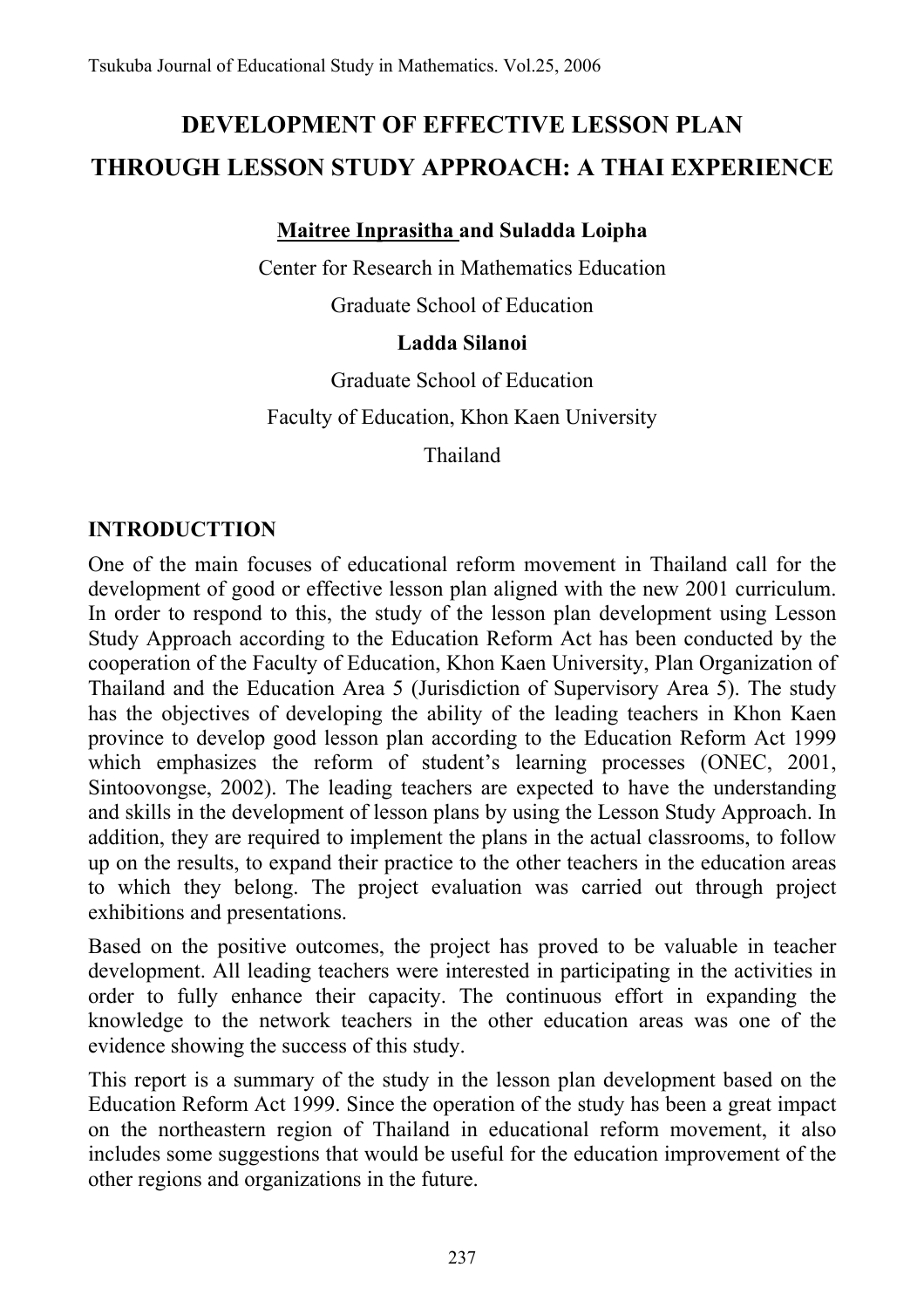# DEVELOPMENT OF EFFECTIVE LESSON PLAN THROUGH LESSON STUDY APPROACH: A THAI EXPERIENCE

**Maitree Inprasitha and Suladda Loipha**

Center for Research in Mathematics Education

Graduate School of Education

**Ladda Silanoi**

Graduate School of Education

Faculty of Education, Khon Kaen University

Thailand

## INTRODUCTTION

One of the main focuses of educational reform movement in Thailand call for the development of good or effective lesson plan aligned with the new 2001 curriculum. In order to respond to this, the study of the lesson plan development using Lesson Study Approach according to the Education Reform Act has been conducted by the cooperation of the Faculty of Education, Khon Kaen University, Plan Organization of Thailand and the Education Area 5 (Jurisdiction of Supervisory Area 5). The study has the objectives of developing the ability of the leading teachers in Khon Kaen province to develop good lesson plan according to the Education Reform Act 1999 which emphasizes the reform of student's learning processes (ONEC, 2001, Sintoovongse, 2002). The leading teachers are expected to have the understanding and skills in the development of lesson plans by using the Lesson Study Approach. In addition, they are required to implement the plans in the actual classrooms, to follow up on the results, to expand their practice to the other teachers in the education areas to which they belong. The project evaluation was carried out through project exhibitions and presentations.

Based on the positive outcomes, the project has proved to be valuable in teacher development. All leading teachers were interested in participating in the activities in order to fully enhance their capacity. The continuous effort in expanding the knowledge to the network teachers in the other education areas was one of the evidence showing the success of this study.

This report is a summary of the study in the lesson plan development based on the Education Reform Act 1999. Since the operation of the study has been a great impact on the northeastern region of Thailand in educational reform movement, it also includes some suggestions that would be useful for the education improvement of the other regions and organizations in the future.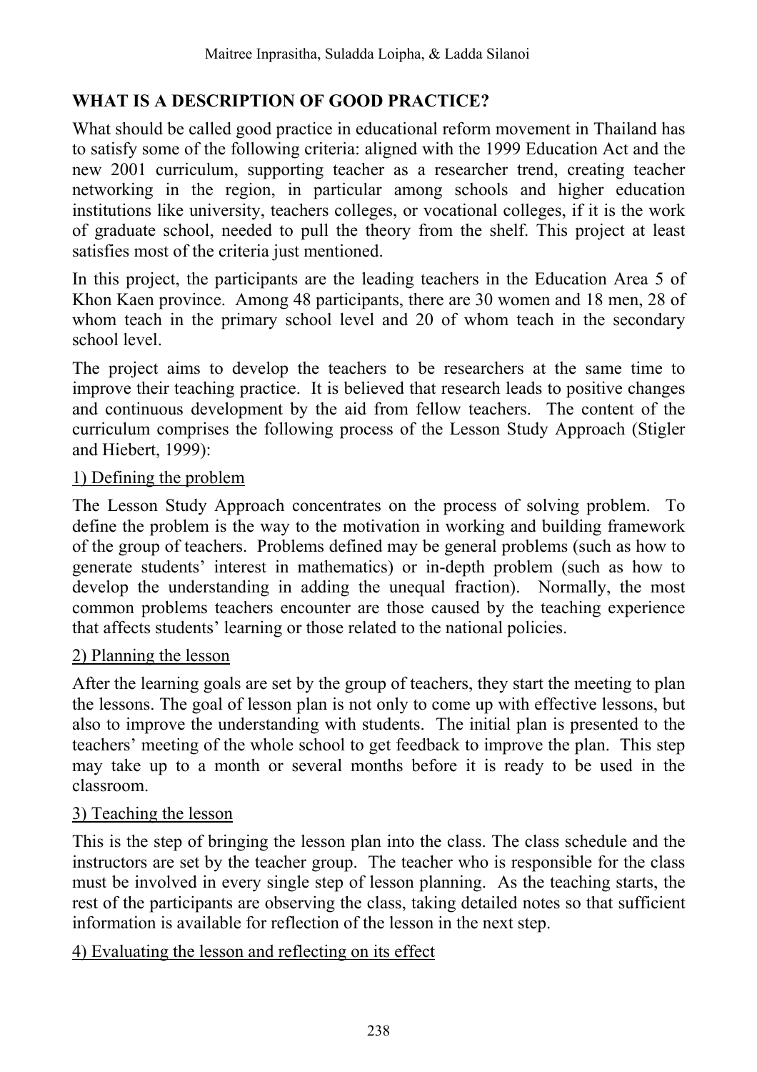## WHAT IS A DESCRIPTION OF GOOD PRACTICE?

What should be called good practice in educational reform movement in Thailand has to satisfy some of the following criteria: aligned with the 1999 Education Act and the new 2001 curriculum, supporting teacher as a researcher trend, creating teacher networking in the region, in particular among schools and higher education institutions like university, teachers colleges, or vocational colleges, if it is the work of graduate school, needed to pull the theory from the shelf. This project at least satisfies most of the criteria just mentioned.

In this project, the participants are the leading teachers in the Education Area 5 of Khon Kaen province. Among 48 participants, there are 30 women and 18 men, 28 of whom teach in the primary school level and 20 of whom teach in the secondary school level.

The project aims to develop the teachers to be researchers at the same time to improve their teaching practice. It is believed that research leads to positive changes and continuous development by the aid from fellow teachers. The content of the curriculum comprises the following process of the Lesson Study Approach (Stigler and Hiebert, 1999):

1) Defining the problem

The Lesson Study Approach concentrates on the process of solving problem. To define the problem is the way to the motivation in working and building framework of the group of teachers. Problems defined may be general problems (such as how to generate students' interest in mathematics) or in-depth problem (such as how to develop the understanding in adding the unequal fraction). Normally, the most common problems teachers encounter are those caused by the teaching experience that affects students' learning or those related to the national policies.

2) Planning the lesson

After the learning goals are set by the group of teachers, they start the meeting to plan the lessons. The goal of lesson plan is not only to come up with effective lessons, but also to improve the understanding with students. The initial plan is presented to the teachers' meeting of the whole school to get feedback to improve the plan. This step may take up to a month or several months before it is ready to be used in the classroom.

3) Teaching the lesson

This is the step of bringing the lesson plan into the class. The class schedule and the instructors are set by the teacher group. The teacher who is responsible for the class must be involved in every single step of lesson planning. As the teaching starts, the rest of the participants are observing the class, taking detailed notes so that sufficient information is available for reflection of the lesson in the next step.

4) Evaluating the lesson and reflecting on its effect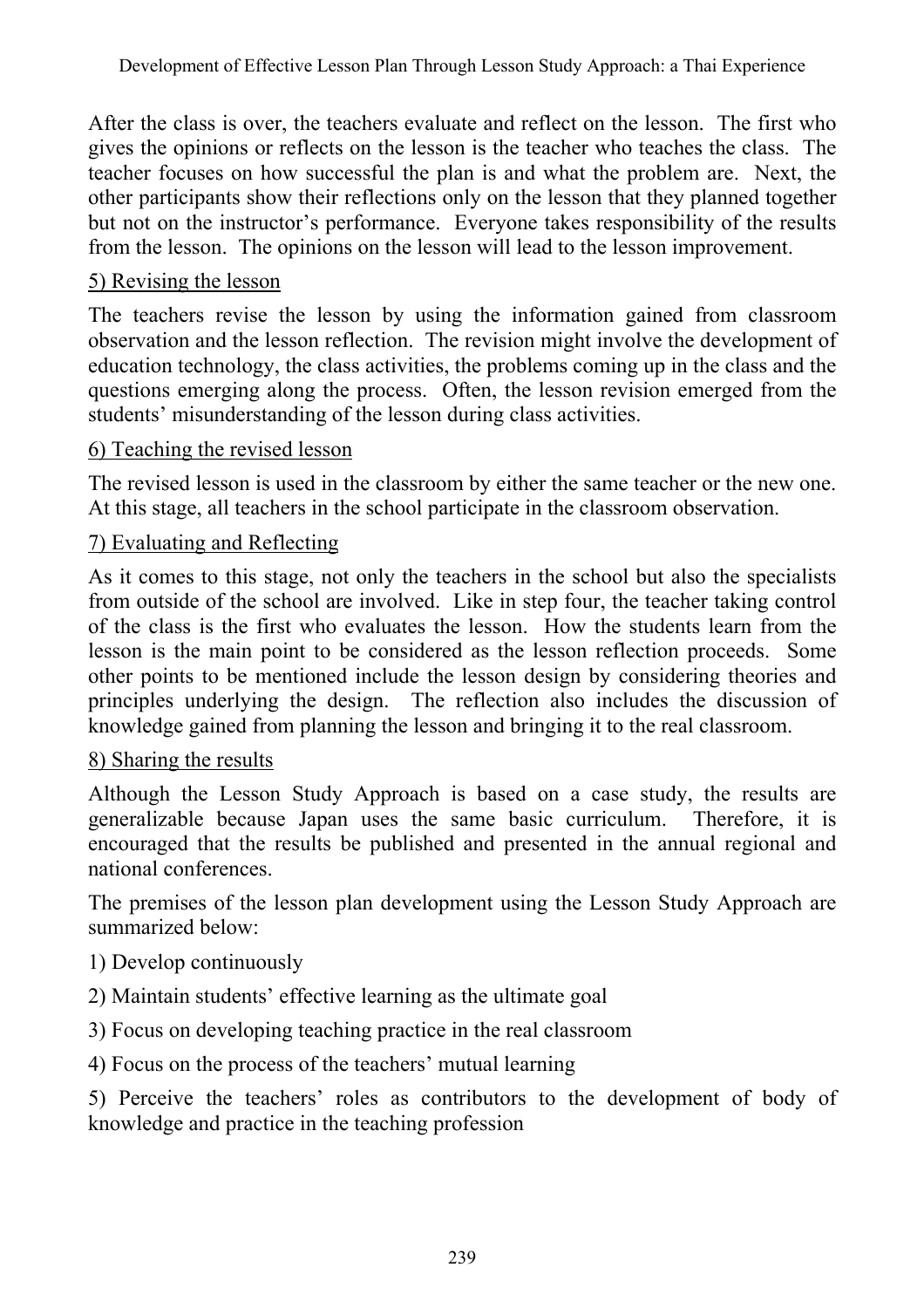After the class is over, the teachers evaluate and reflect on the lesson. The first who gives the opinions or reflects on the lesson is the teacher who teaches the class. The teacher focuses on how successful the plan is and what the problem are. Next, the other participants show their reflections only on the lesson that they planned together but not on the instructor's performance. Everyone takes responsibility of the results from the lesson. The opinions on the lesson will lead to the lesson improvement.

<u>5) Revising the lesson</u>

The teachers revise the lesson by using the information gained from classroom observation and the lesson reflection. The revision might involve the development of education technology, the class activities, the problems coming up in the class and the questions emerging along the process. Often, the lesson revision emerged from the students' misunderstanding of the lesson during class activities.

<u>6) Teaching the revised lesson</u>

The revised lesson is used in the classroom by either the same teacher or the new one. At this stage, all teachers in the school participate in the classroom observation.

<u>7) Evaluating and Reflecting</u>

As it comes to this stage, not only the teachers in the school but also the specialists from outside of the school are involved. Like in step four, the teacher taking control of the class is the first who evaluates the lesson. How the students learn from the lesson is the main point to be considered as the lesson reflection proceeds. Some other points to be mentioned include the lesson design by considering theories and principles underlying the design. The reflection also includes the discussion of knowledge gained from planning the lesson and bringing it to the real classroom.

<u>8) Sharing the results</u>

Although the Lesson Study Approach is based on a case study, the results are generalizable because Japan uses the same basic curriculum. Therefore, it is encouraged that the results be published and presented in the annual regional and national conferences.

The premises of the lesson plan development using the Lesson Study Approach are summarized below:

1) Develop continuously

2) Maintain students' effective learning as the ultimate goal

3) Focus on developing teaching practice in the real classroom

4) Focus on the process of the teachers' mutual learning

5) Perceive the teachers' roles as contributors to the development of body of knowledge and practice in the teaching profession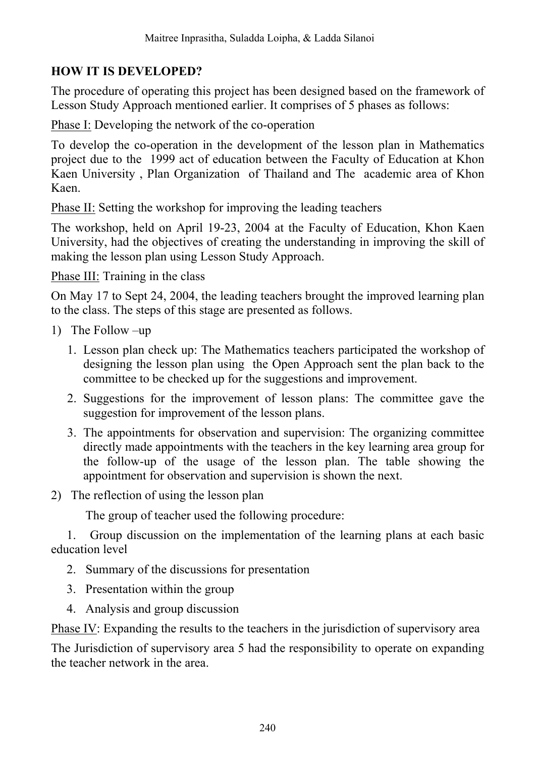## HOW IT IS DEVELOPED?

The procedure of operating this project has been designed based on the framework of Lesson Study Approach mentioned earlier. It comprises of 5 phases as follows:

<u>Phase I:</u> Developing the network of the co-operation

To develop the co-operation in the development of the lesson plan in Mathematics project due to the 1999 act of education between the Faculty of Education at Khon Kaen University , Plan Organization of Thailand and The academic area of Khon Kaen.

<u>Phase II:</u> Setting the workshop for improving the leading teachers

The workshop, held on April 19-23, 2004 at the Faculty of Education, Khon Kaen University, had the objectives of creating the understanding in improving the skill of making the lesson plan using Lesson Study Approach.

<u>Phase III:</u> Training in the class

On May 17 to Sept 24, 2004, the leading teachers brought the improved learning plan to the class. The steps of this stage are presented as follows.

1) The Follow –up
   1. Lesson plan check up: The Mathematics teachers participated the workshop of designing the lesson plan using the Open Approach sent the plan back to the committee to be checked up for the suggestions and improvement.
   2. Suggestions for the improvement of lesson plans: The committee gave the suggestion for improvement of the lesson plans.
   3. The appointments for observation and supervision: The organizing committee directly made appointments with the teachers in the key learning area group for the follow-up of the usage of the lesson plan. The table showing the appointment for observation and supervision is shown the next.
2) The reflection of using the lesson plan

   The group of teacher used the following procedure:

   1. Group discussion on the implementation of the learning plans at each basic education level
   2. Summary of the discussions for presentation
   3. Presentation within the group
   4. Analysis and group discussion

<u>Phase IV</u>: Expanding the results to the teachers in the jurisdiction of supervisory area

The Jurisdiction of supervisory area 5 had the responsibility to operate on expanding the teacher network in the area.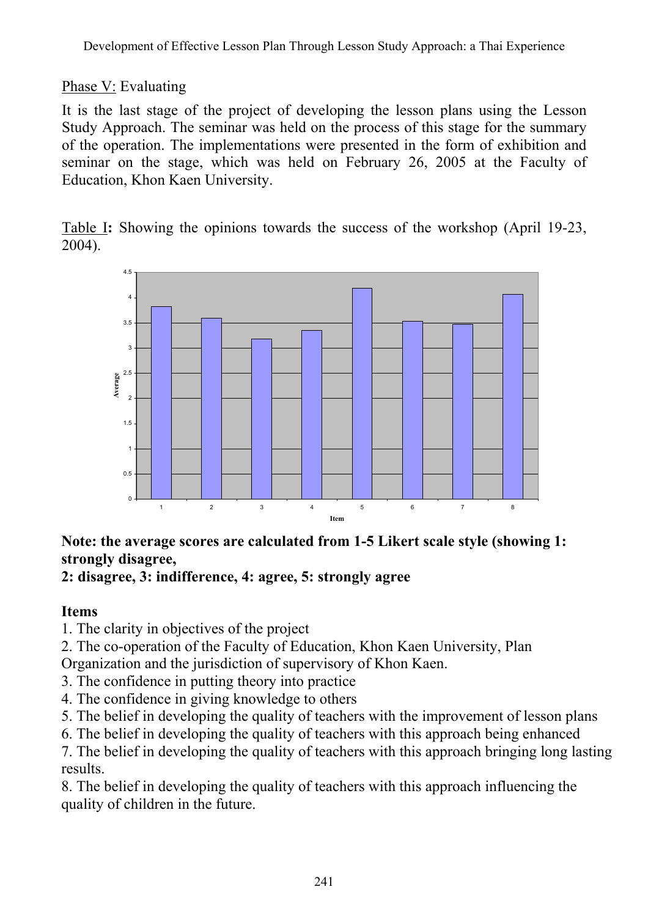Phase V: Evaluating

It is the last stage of the project of developing the lesson plans using the Lesson Study Approach. The seminar was held on the process of this stage for the summary of the operation. The implementations were presented in the form of exhibition and seminar on the stage, which was held on February 26, 2005 at the Faculty of Education, Khon Kaen University.

Table I**:** Showing the opinions towards the success of the workshop (April 19-23, 2004).

**Note: the average scores are calculated from 1-5 Likert scale style (showing 1: strongly disagree,**
**2: disagree, 3: indifference, 4: agree, 5: strongly agree**

**Items**

1. The clarity in objectives of the project
2. The co-operation of the Faculty of Education, Khon Kaen University, Plan Organization and the jurisdiction of supervisory of Khon Kaen.
3. The confidence in putting theory into practice
4. The confidence in giving knowledge to others
5. The belief in developing the quality of teachers with the improvement of lesson plans
6. The belief in developing the quality of teachers with this approach being enhanced
7. The belief in developing the quality of teachers with this approach bringing long lasting results.
8. The belief in developing the quality of teachers with this approach influencing the quality of children in the future.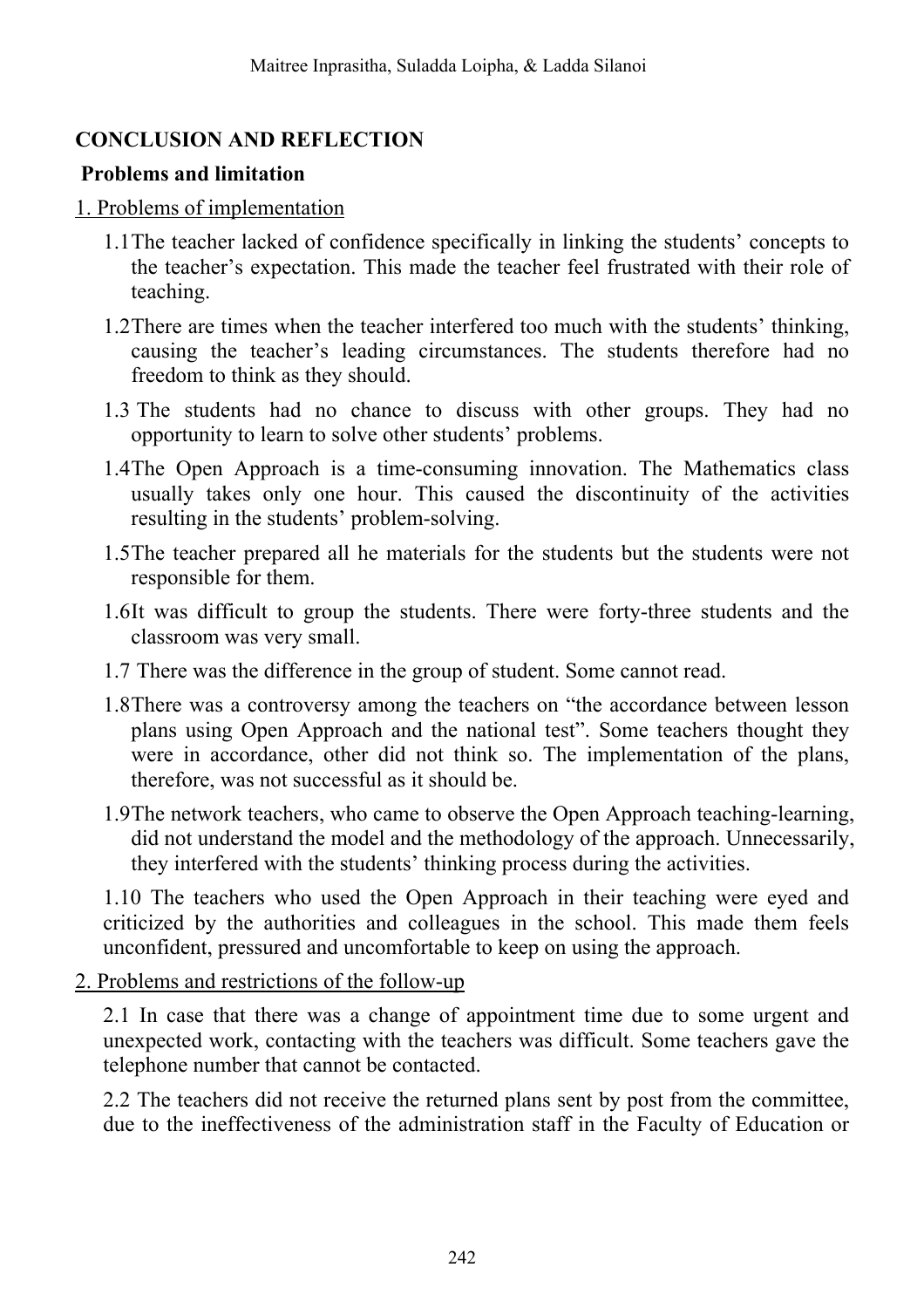## CONCLUSION AND REFLECTION

### Problems and limitation

1. Problems of implementation

1.1 The teacher lacked of confidence specifically in linking the students' concepts to the teacher's expectation. This made the teacher feel frustrated with their role of teaching.

1.2 There are times when the teacher interfered too much with the students' thinking, causing the teacher's leading circumstances. The students therefore had no freedom to think as they should.

1.3 The students had no chance to discuss with other groups. They had no opportunity to learn to solve other students' problems.

1.4 The Open Approach is a time-consuming innovation. The Mathematics class usually takes only one hour. This caused the discontinuity of the activities resulting in the students' problem-solving.

1.5 The teacher prepared all he materials for the students but the students were not responsible for them.

1.6 It was difficult to group the students. There were forty-three students and the classroom was very small.

1.7 There was the difference in the group of student. Some cannot read.

1.8 There was a controversy among the teachers on "the accordance between lesson plans using Open Approach and the national test". Some teachers thought they were in accordance, other did not think so. The implementation of the plans, therefore, was not successful as it should be.

1.9 The network teachers, who came to observe the Open Approach teaching-learning, did not understand the model and the methodology of the approach. Unnecessarily, they interfered with the students' thinking process during the activities.

1.10 The teachers who used the Open Approach in their teaching were eyed and criticized by the authorities and colleagues in the school. This made them feels unconfident, pressured and uncomfortable to keep on using the approach.

2. Problems and restrictions of the follow-up

2.1 In case that there was a change of appointment time due to some urgent and unexpected work, contacting with the teachers was difficult. Some teachers gave the telephone number that cannot be contacted.

2.2 The teachers did not receive the returned plans sent by post from the committee, due to the ineffectiveness of the administration staff in the Faculty of Education or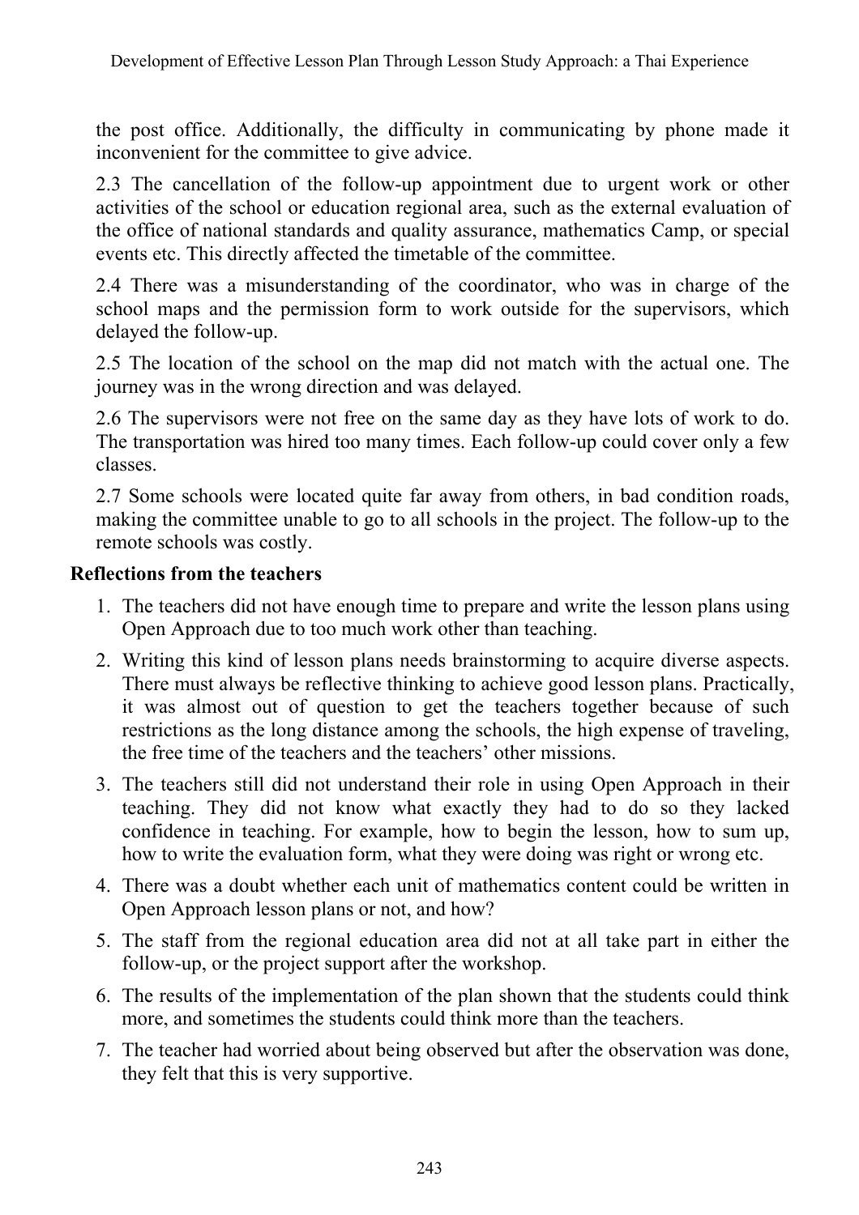the post office. Additionally, the difficulty in communicating by phone made it inconvenient for the committee to give advice.

2.3 The cancellation of the follow-up appointment due to urgent work or other activities of the school or education regional area, such as the external evaluation of the office of national standards and quality assurance, mathematics Camp, or special events etc. This directly affected the timetable of the committee.

2.4 There was a misunderstanding of the coordinator, who was in charge of the school maps and the permission form to work outside for the supervisors, which delayed the follow-up.

2.5 The location of the school on the map did not match with the actual one. The journey was in the wrong direction and was delayed.

2.6 The supervisors were not free on the same day as they have lots of work to do. The transportation was hired too many times. Each follow-up could cover only a few classes.

2.7 Some schools were located quite far away from others, in bad condition roads, making the committee unable to go to all schools in the project. The follow-up to the remote schools was costly.

**Reflections from the teachers**

1. The teachers did not have enough time to prepare and write the lesson plans using Open Approach due to too much work other than teaching.
2. Writing this kind of lesson plans needs brainstorming to acquire diverse aspects. There must always be reflective thinking to achieve good lesson plans. Practically, it was almost out of question to get the teachers together because of such restrictions as the long distance among the schools, the high expense of traveling, the free time of the teachers and the teachers' other missions.
3. The teachers still did not understand their role in using Open Approach in their teaching. They did not know what exactly they had to do so they lacked confidence in teaching. For example, how to begin the lesson, how to sum up, how to write the evaluation form, what they were doing was right or wrong etc.
4. There was a doubt whether each unit of mathematics content could be written in Open Approach lesson plans or not, and how?
5. The staff from the regional education area did not at all take part in either the follow-up, or the project support after the workshop.
6. The results of the implementation of the plan shown that the students could think more, and sometimes the students could think more than the teachers.
7. The teacher had worried about being observed but after the observation was done, they felt that this is very supportive.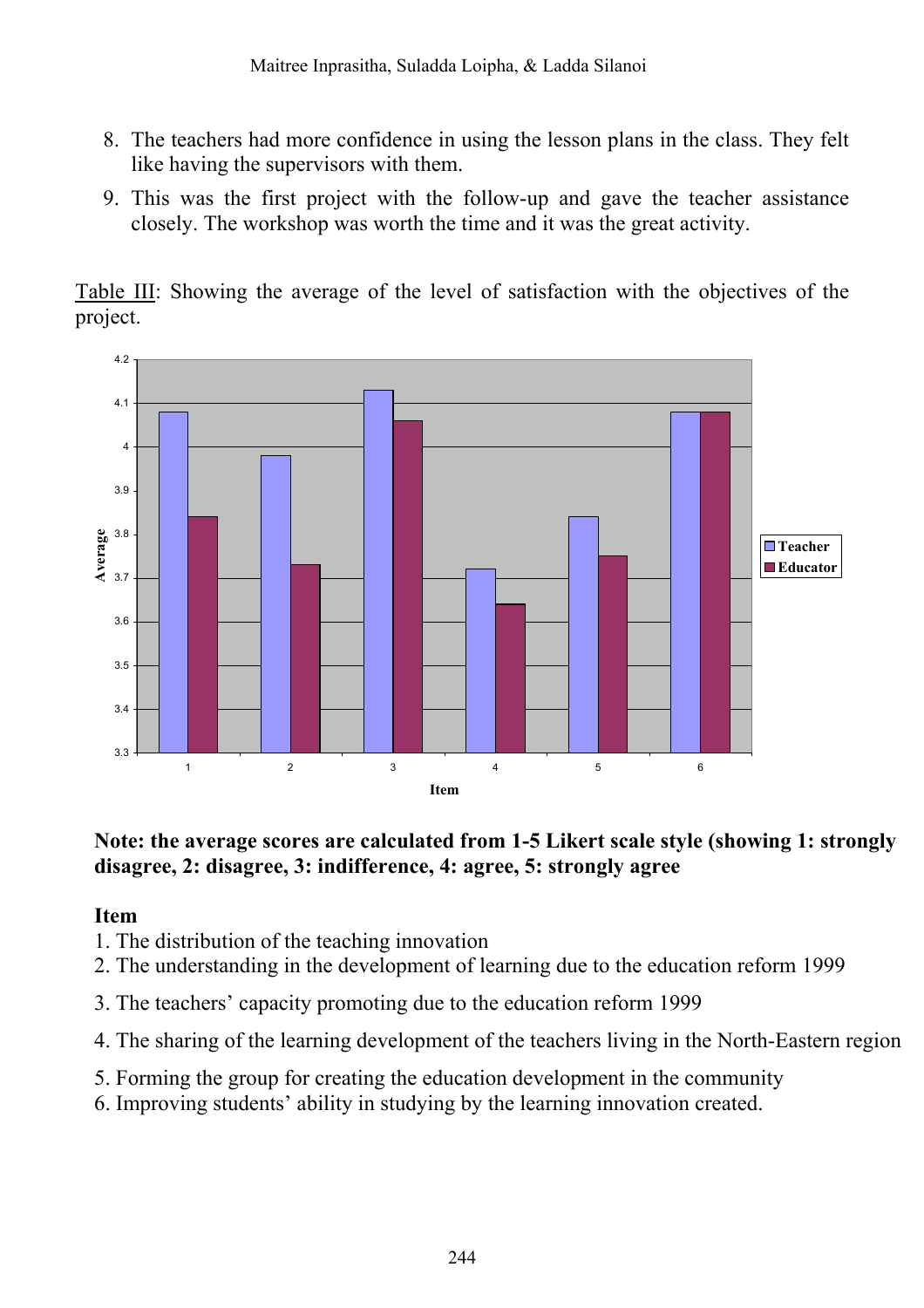8. The teachers had more confidence in using the lesson plans in the class. They felt like having the supervisors with them.
9. This was the first project with the follow-up and gave the teacher assistance closely. The workshop was worth the time and it was the great activity.

Table III: Showing the average of the level of satisfaction with the objectives of the project.

**Note: the average scores are calculated from 1-5 Likert scale style (showing 1: strongly disagree, 2: disagree, 3: indifference, 4: agree, 5: strongly agree**

**Item**

1. The distribution of the teaching innovation
2. The understanding in the development of learning due to the education reform 1999
3. The teachers' capacity promoting due to the education reform 1999
4. The sharing of the learning development of the teachers living in the North-Eastern region
5. Forming the group for creating the education development in the community
6. Improving students' ability in studying by the learning innovation created.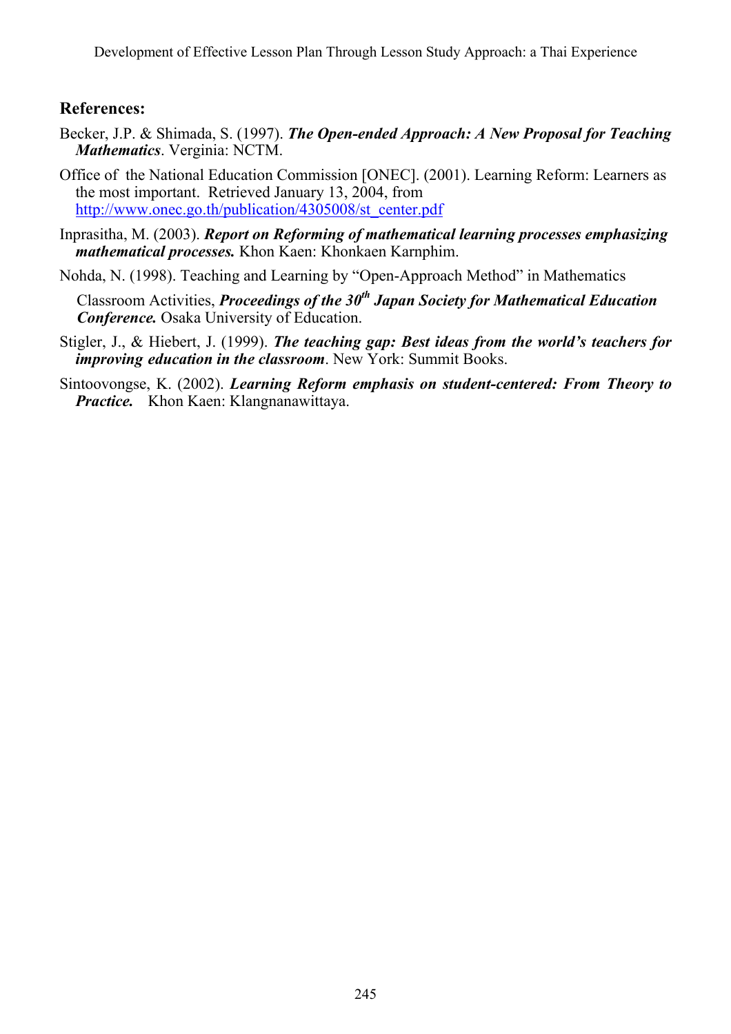## References:

Becker, J.P. & Shimada, S. (1997). ***The Open-ended Approach: A New Proposal for Teaching Mathematics***. Verginia: NCTM.

Office of the National Education Commission [ONEC]. (2001). Learning Reform: Learners as the most important. Retrieved January 13, 2004, from http://www.onec.go.th/publication/4305008/st_center.pdf

Inprasitha, M. (2003). ***Report on Reforming of mathematical learning processes emphasizing mathematical processes.*** Khon Kaen: Khonkaen Karnphim.

Nohda, N. (1998). Teaching and Learning by "Open-Approach Method" in Mathematics Classroom Activities, ***Proceedings of the 30th Japan Society for Mathematical Education Conference.*** Osaka University of Education.

Stigler, J., & Hiebert, J. (1999). ***The teaching gap: Best ideas from the world's teachers for improving education in the classroom***. New York: Summit Books.

Sintoovongse, K. (2002). ***Learning Reform emphasis on student-centered: From Theory to Practice.*** Khon Kaen: Klangnanawittaya.